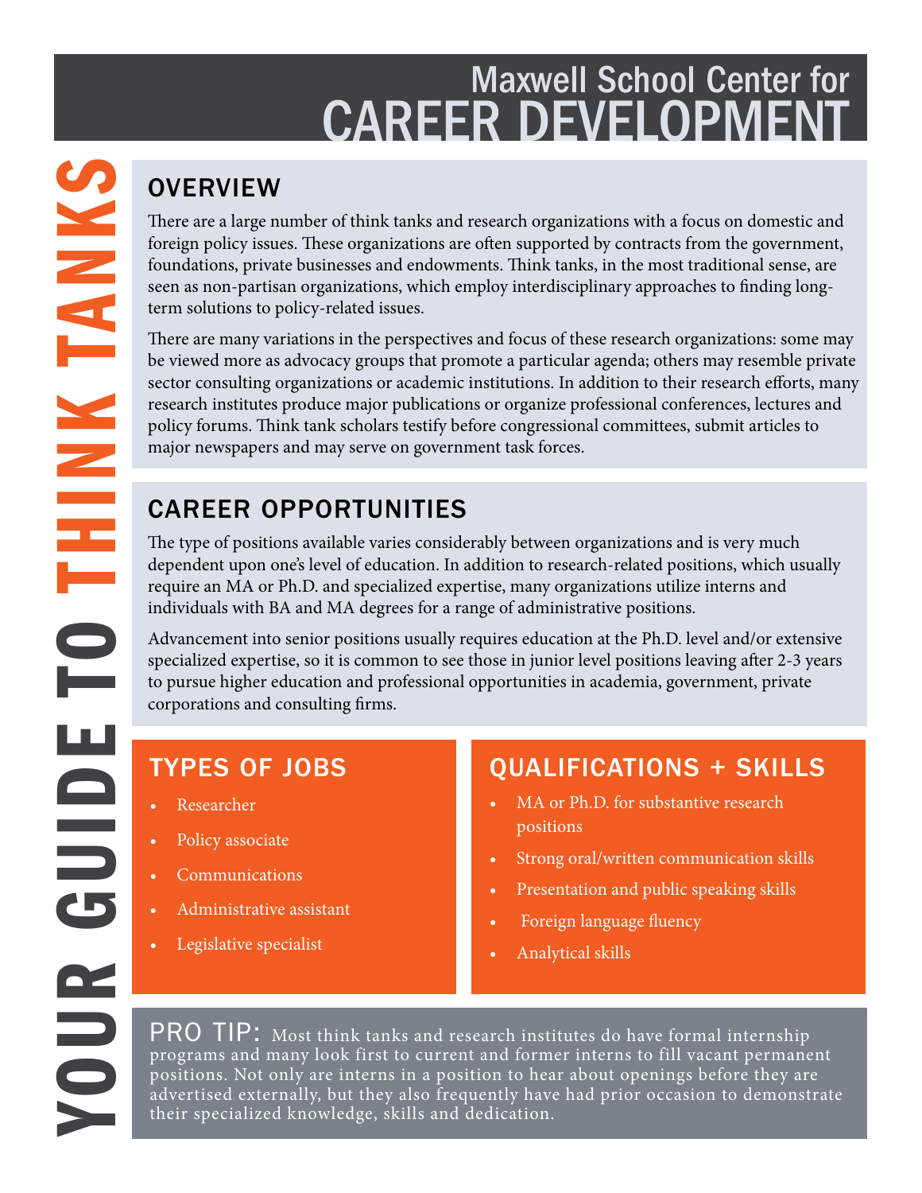# Maxwell School Center for CAREER DEVELOPMENT

# YOUR GUIDE TO THINK TANKS

## OVERVIEW

There are a large number of think tanks and research organizations with a focus on domestic and foreign policy issues. These organizations are often supported by contracts from the government, foundations, private businesses and endowments. Think tanks, in the most traditional sense, are seen as non-partisan organizations, which employ interdisciplinary approaches to finding long-term solutions to policy-related issues.

There are many variations in the perspectives and focus of these research organizations: some may be viewed more as advocacy groups that promote a particular agenda; others may resemble private sector consulting organizations or academic institutions. In addition to their research efforts, many research institutes produce major publications or organize professional conferences, lectures and policy forums. Think tank scholars testify before congressional committees, submit articles to major newspapers and may serve on government task forces.

## CAREER OPPORTUNITIES

The type of positions available varies considerably between organizations and is very much dependent upon one's level of education. In addition to research-related positions, which usually require an MA or Ph.D. and specialized expertise, many organizations utilize interns and individuals with BA and MA degrees for a range of administrative positions.

Advancement into senior positions usually requires education at the Ph.D. level and/or extensive specialized expertise, so it is common to see those in junior level positions leaving after 2-3 years to pursue higher education and professional opportunities in academia, government, private corporations and consulting firms.

## TYPES OF JOBS

- Researcher
- Policy associate
- Communications
- Administrative assistant
- Legislative specialist

## QUALIFICATIONS + SKILLS

- MA or Ph.D. for substantive research positions
- Strong oral/written communication skills
- Presentation and public speaking skills
- Foreign language fluency
- Analytical skills

**PRO TIP:** Most think tanks and research institutes do have formal internship programs and many look first to current and former interns to fill vacant permanent positions. Not only are interns in a position to hear about openings before they are advertised externally, but they also frequently have had prior occasion to demonstrate their specialized knowledge, skills and dedication.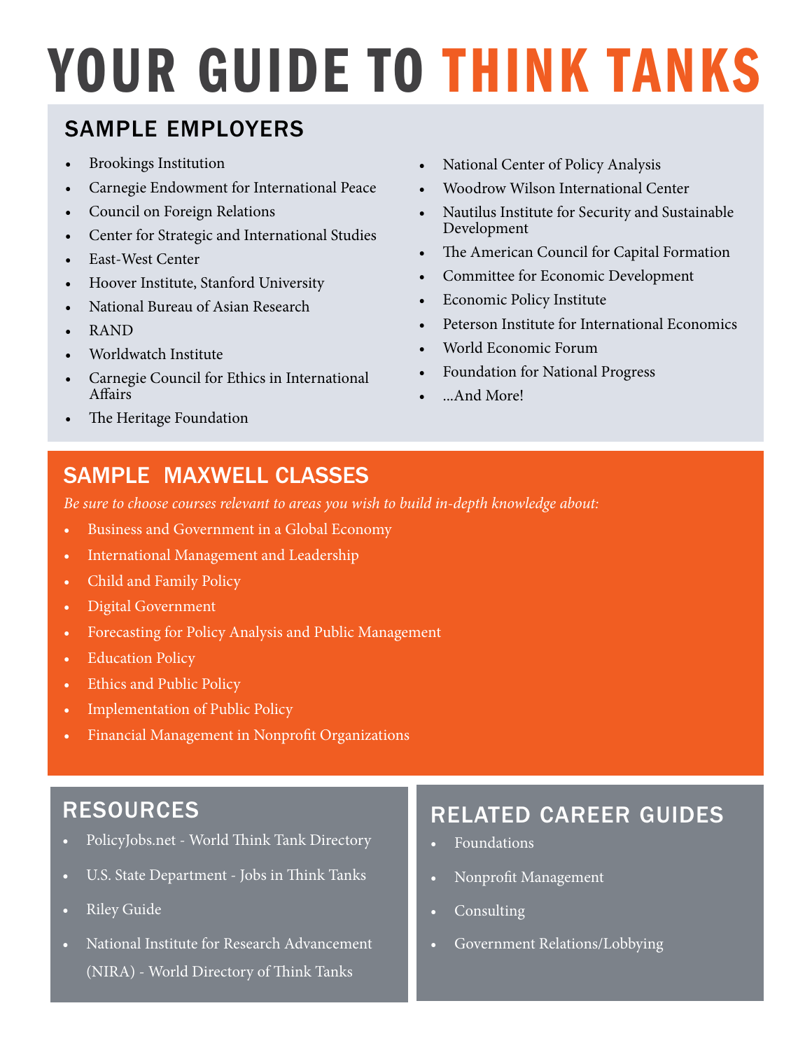# YOUR GUIDE TO THINK TANKS

## SAMPLE EMPLOYERS

- Brookings Institution
- Carnegie Endowment for International Peace
- Council on Foreign Relations
- Center for Strategic and International Studies
- East-West Center
- Hoover Institute, Stanford University
- National Bureau of Asian Research
- RAND
- Worldwatch Institute
- Carnegie Council for Ethics in International Affairs
- The Heritage Foundation
- National Center of Policy Analysis
- Woodrow Wilson International Center
- Nautilus Institute for Security and Sustainable Development
- The American Council for Capital Formation
- Committee for Economic Development
- Economic Policy Institute
- Peterson Institute for International Economics
- World Economic Forum
- Foundation for National Progress
- ...And More!

## SAMPLE MAXWELL CLASSES

*Be sure to choose courses relevant to areas you wish to build in-depth knowledge about:*

- Business and Government in a Global Economy
- International Management and Leadership
- Child and Family Policy
- Digital Government
- Forecasting for Policy Analysis and Public Management
- Education Policy
- Ethics and Public Policy
- Implementation of Public Policy
- Financial Management in Nonprofit Organizations

## RESOURCES

- PolicyJobs.net - World Think Tank Directory
- U.S. State Department - Jobs in Think Tanks
- Riley Guide
- National Institute for Research Advancement (NIRA) - World Directory of Think Tanks

## RELATED CAREER GUIDES

- Foundations
- Nonprofit Management
- Consulting
- Government Relations/Lobbying